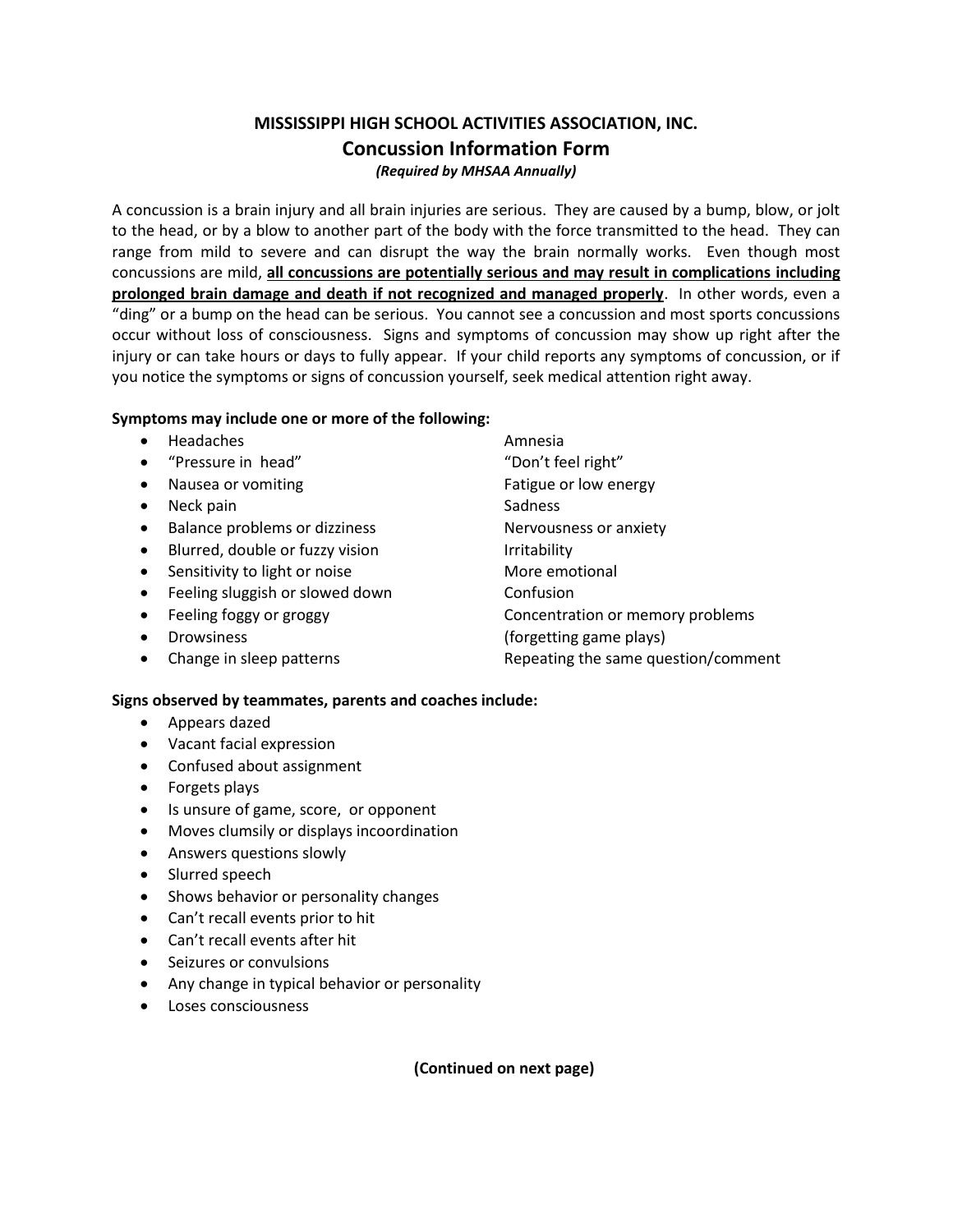**MISSISSIPPI HIGH SCHOOL ACTIVITIES ASSOCIATION, INC.**

# Concussion Information Form

***(Required by MHSAA Annually)***

A concussion is a brain injury and all brain injuries are serious. They are caused by a bump, blow, or jolt to the head, or by a blow to another part of the body with the force transmitted to the head. They can range from mild to severe and can disrupt the way the brain normally works. Even though most concussions are mild, **all concussions are potentially serious and may result in complications including prolonged brain damage and death if not recognized and managed properly**. In other words, even a "ding" or a bump on the head can be serious. You cannot see a concussion and most sports concussions occur without loss of consciousness. Signs and symptoms of concussion may show up right after the injury or can take hours or days to fully appear. If your child reports any symptoms of concussion, or if you notice the symptoms or signs of concussion yourself, seek medical attention right away.

**Symptoms may include one or more of the following:**

- Headaches
- "Pressure in head"
- Nausea or vomiting
- Neck pain
- Balance problems or dizziness
- Blurred, double or fuzzy vision
- Sensitivity to light or noise
- Feeling sluggish or slowed down
- Feeling foggy or groggy
- Drowsiness
- Change in sleep patterns

Amnesia
"Don't feel right"
Fatigue or low energy
Sadness
Nervousness or anxiety
Irritability
More emotional
Confusion
Concentration or memory problems
(forgetting game plays)
Repeating the same question/comment

**Signs observed by teammates, parents and coaches include:**

- Appears dazed
- Vacant facial expression
- Confused about assignment
- Forgets plays
- Is unsure of game, score, or opponent
- Moves clumsily or displays incoordination
- Answers questions slowly
- Slurred speech
- Shows behavior or personality changes
- Can't recall events prior to hit
- Can't recall events after hit
- Seizures or convulsions
- Any change in typical behavior or personality
- Loses consciousness

**(Continued on next page)**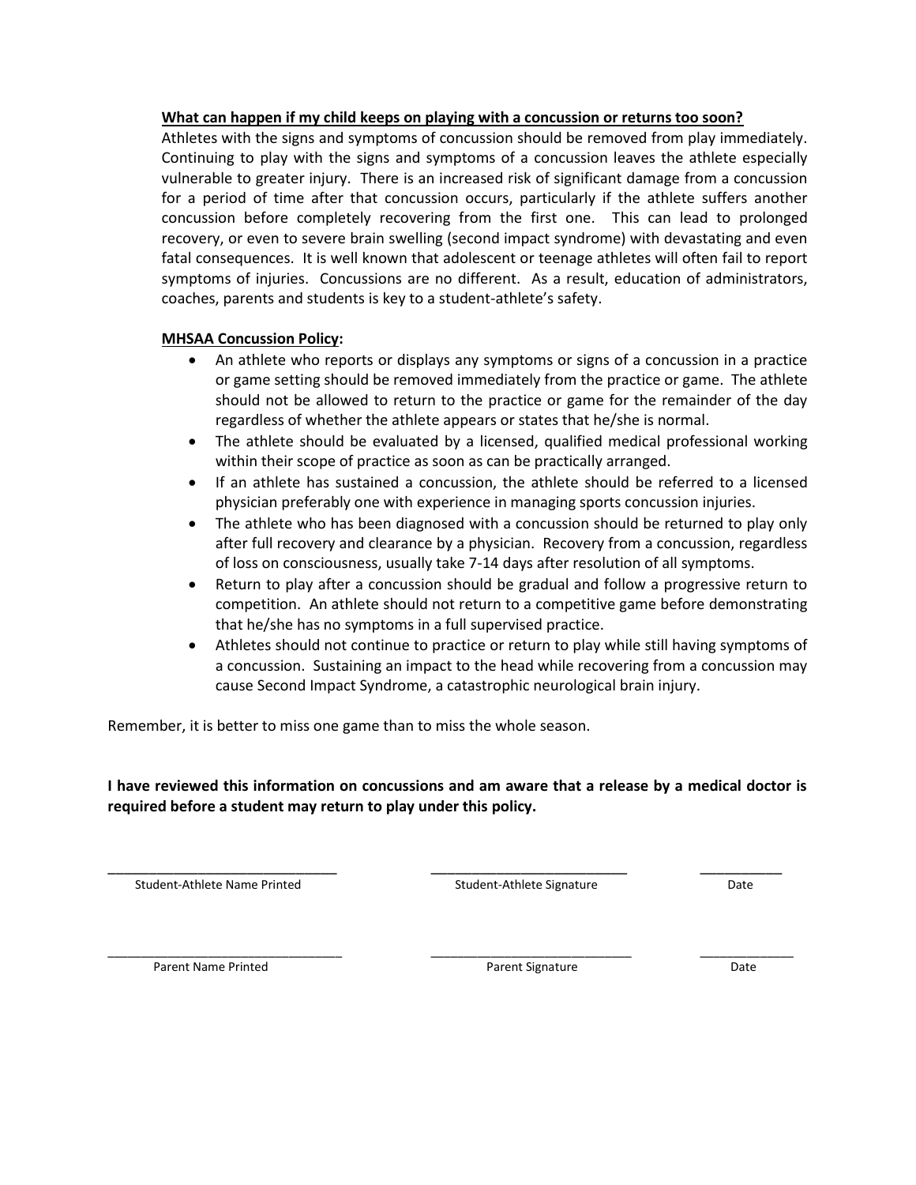**What can happen if my child keeps on playing with a concussion or returns too soon?**

Athletes with the signs and symptoms of concussion should be removed from play immediately. Continuing to play with the signs and symptoms of a concussion leaves the athlete especially vulnerable to greater injury. There is an increased risk of significant damage from a concussion for a period of time after that concussion occurs, particularly if the athlete suffers another concussion before completely recovering from the first one. This can lead to prolonged recovery, or even to severe brain swelling (second impact syndrome) with devastating and even fatal consequences. It is well known that adolescent or teenage athletes will often fail to report symptoms of injuries. Concussions are no different. As a result, education of administrators, coaches, parents and students is key to a student-athlete's safety.

**MHSAA Concussion Policy:**

- An athlete who reports or displays any symptoms or signs of a concussion in a practice or game setting should be removed immediately from the practice or game. The athlete should not be allowed to return to the practice or game for the remainder of the day regardless of whether the athlete appears or states that he/she is normal.
- The athlete should be evaluated by a licensed, qualified medical professional working within their scope of practice as soon as can be practically arranged.
- If an athlete has sustained a concussion, the athlete should be referred to a licensed physician preferably one with experience in managing sports concussion injuries.
- The athlete who has been diagnosed with a concussion should be returned to play only after full recovery and clearance by a physician. Recovery from a concussion, regardless of loss on consciousness, usually take 7-14 days after resolution of all symptoms.
- Return to play after a concussion should be gradual and follow a progressive return to competition. An athlete should not return to a competitive game before demonstrating that he/she has no symptoms in a full supervised practice.
- Athletes should not continue to practice or return to play while still having symptoms of a concussion. Sustaining an impact to the head while recovering from a concussion may cause Second Impact Syndrome, a catastrophic neurological brain injury.

Remember, it is better to miss one game than to miss the whole season.

**I have reviewed this information on concussions and am aware that a release by a medical doctor is required before a student may return to play under this policy.**

_______________________________ _______________________________ ____________

Student-Athlete Name Printed | Student-Athlete Signature | Date

_______________________________ _______________________________ ____________

Parent Name Printed | Parent Signature | Date